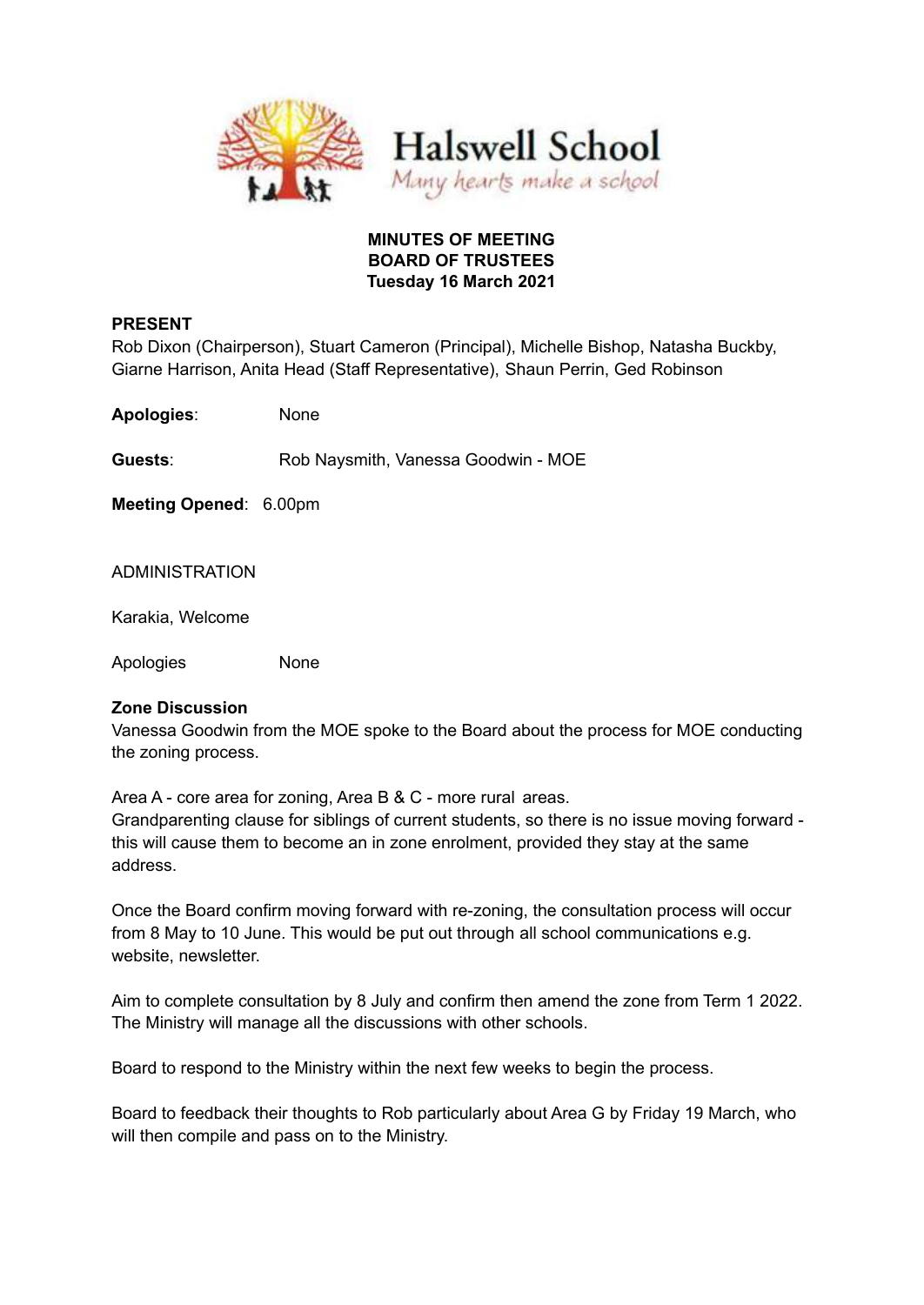Halswell School

*Many hearts make a school*

**MINUTES OF MEETING**
**BOARD OF TRUSTEES**
**Tuesday 16 March 2021**

**PRESENT**

Rob Dixon (Chairperson), Stuart Cameron (Principal), Michelle Bishop, Natasha Buckby, Giarne Harrison, Anita Head (Staff Representative), Shaun Perrin, Ged Robinson

**Apologies**: None

**Guests**: Rob Naysmith, Vanessa Goodwin - MOE

**Meeting Opened**: 6.00pm

ADMINISTRATION

Karakia, Welcome

Apologies None

**Zone Discussion**

Vanessa Goodwin from the MOE spoke to the Board about the process for MOE conducting the zoning process.

Area A - core area for zoning, Area B & C - more rural areas.
Grandparenting clause for siblings of current students, so there is no issue moving forward - this will cause them to become an in zone enrolment, provided they stay at the same address.

Once the Board confirm moving forward with re-zoning, the consultation process will occur from 8 May to 10 June. This would be put out through all school communications e.g. website, newsletter.

Aim to complete consultation by 8 July and confirm then amend the zone from Term 1 2022. The Ministry will manage all the discussions with other schools.

Board to respond to the Ministry within the next few weeks to begin the process.

Board to feedback their thoughts to Rob particularly about Area G by Friday 19 March, who will then compile and pass on to the Ministry.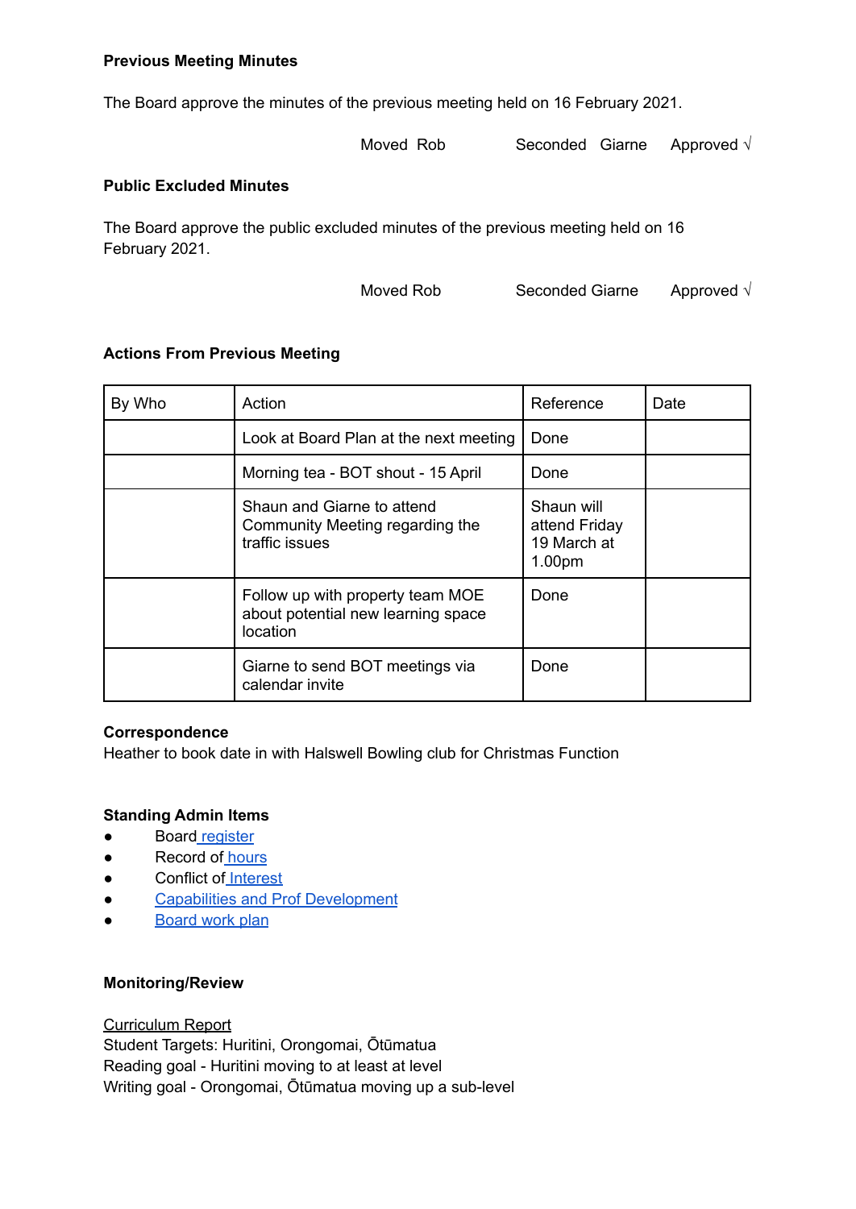**Previous Meeting Minutes**

The Board approve the minutes of the previous meeting held on 16 February 2021.

Moved Rob Seconded Giarne Approved √

**Public Excluded Minutes**

The Board approve the public excluded minutes of the previous meeting held on 16 February 2021.

Moved Rob Seconded Giarne Approved √

**Actions From Previous Meeting**

| By Who | Action | Reference | Date |
|---|---|---|---|
| | Look at Board Plan at the next meeting | Done | |
| | Morning tea - BOT shout - 15 April | Done | |
| | Shaun and Giarne to attend Community Meeting regarding the traffic issues | Shaun will attend Friday 19 March at 1.00pm | |
| | Follow up with property team MOE about potential new learning space location | Done | |
| | Giarne to send BOT meetings via calendar invite | Done | |

**Correspondence**
Heather to book date in with Halswell Bowling club for Christmas Function

**Standing Admin Items**

- Board register
- Record of hours
- Conflict of Interest
- Capabilities and Prof Development
- Board work plan

**Monitoring/Review**

Curriculum Report
Student Targets: Huritini, Orongomai, Ōtūmatua
Reading goal - Huritini moving to at least at level
Writing goal - Orongomai, Ōtūmatua moving up a sub-level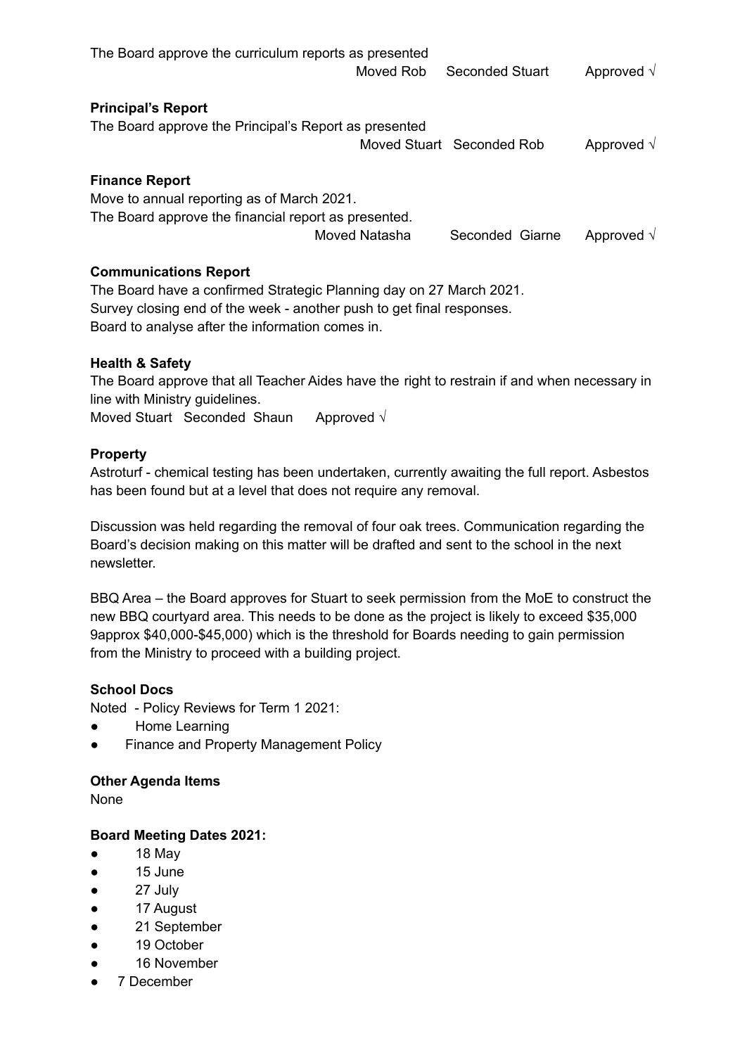The Board approve the curriculum reports as presented

Moved Rob Seconded Stuart Approved √

**Principal's Report**

The Board approve the Principal's Report as presented

Moved Stuart Seconded Rob Approved √

**Finance Report**

Move to annual reporting as of March 2021.

The Board approve the financial report as presented.

Moved Natasha Seconded Giarne Approved √

**Communications Report**

The Board have a confirmed Strategic Planning day on 27 March 2021.

Survey closing end of the week - another push to get final responses.

Board to analyse after the information comes in.

**Health & Safety**

The Board approve that all Teacher Aides have the right to restrain if and when necessary in line with Ministry guidelines.

Moved Stuart Seconded Shaun Approved √

**Property**

Astroturf - chemical testing has been undertaken, currently awaiting the full report. Asbestos has been found but at a level that does not require any removal.

Discussion was held regarding the removal of four oak trees. Communication regarding the Board's decision making on this matter will be drafted and sent to the school in the next newsletter.

BBQ Area – the Board approves for Stuart to seek permission from the MoE to construct the new BBQ courtyard area. This needs to be done as the project is likely to exceed $35,000 9approx $40,000-$45,000) which is the threshold for Boards needing to gain permission from the Ministry to proceed with a building project.

**School Docs**

Noted - Policy Reviews for Term 1 2021:

- Home Learning
- Finance and Property Management Policy

**Other Agenda Items**

None

**Board Meeting Dates 2021:**

- 18 May
- 15 June
- 27 July
- 17 August
- 21 September
- 19 October
- 16 November
- 7 December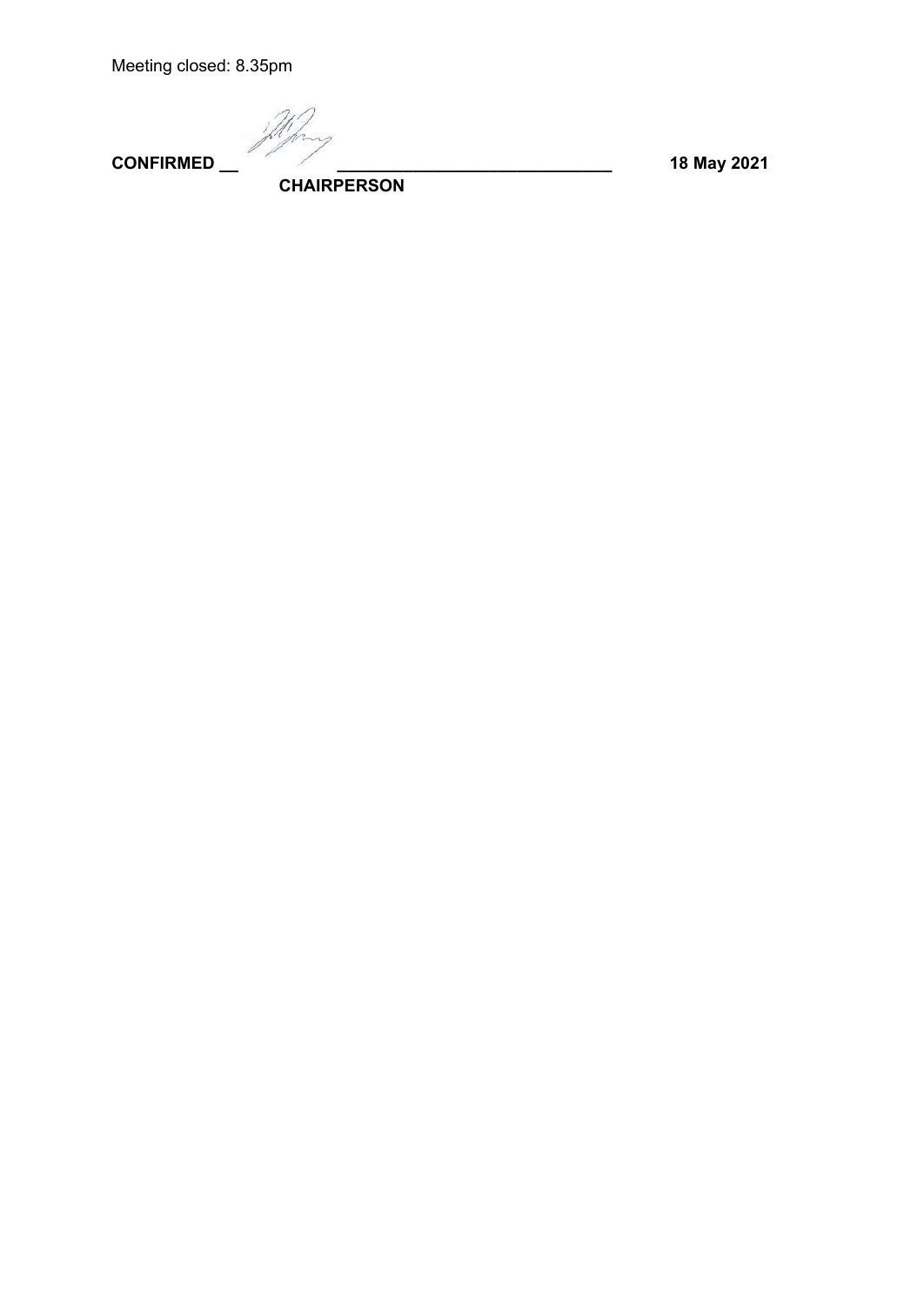Meeting closed: 8.35pm

**CONFIRMED __ ______________________________ 18 May 2021**

**CHAIRPERSON**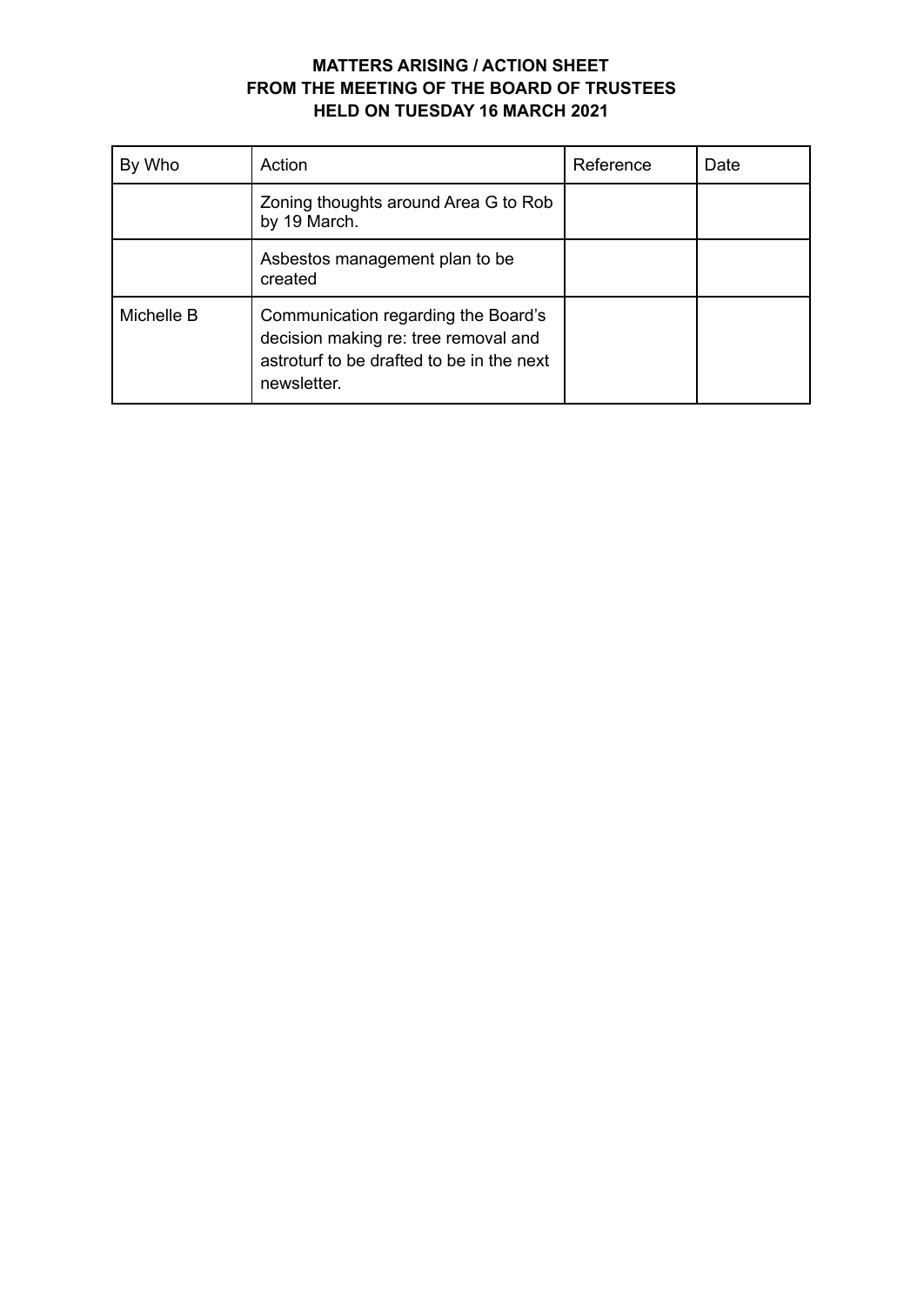**MATTERS ARISING / ACTION SHEET**
**FROM THE MEETING OF THE BOARD OF TRUSTEES**
**HELD ON TUESDAY 16 MARCH 2021**

| By Who | Action | Reference | Date |
| --- | --- | --- | --- |
| | Zoning thoughts around Area G to Rob by 19 March. | | |
| | Asbestos management plan to be created | | |
| Michelle B | Communication regarding the Board's decision making re: tree removal and astroturf to be drafted to be in the next newsletter. | | |